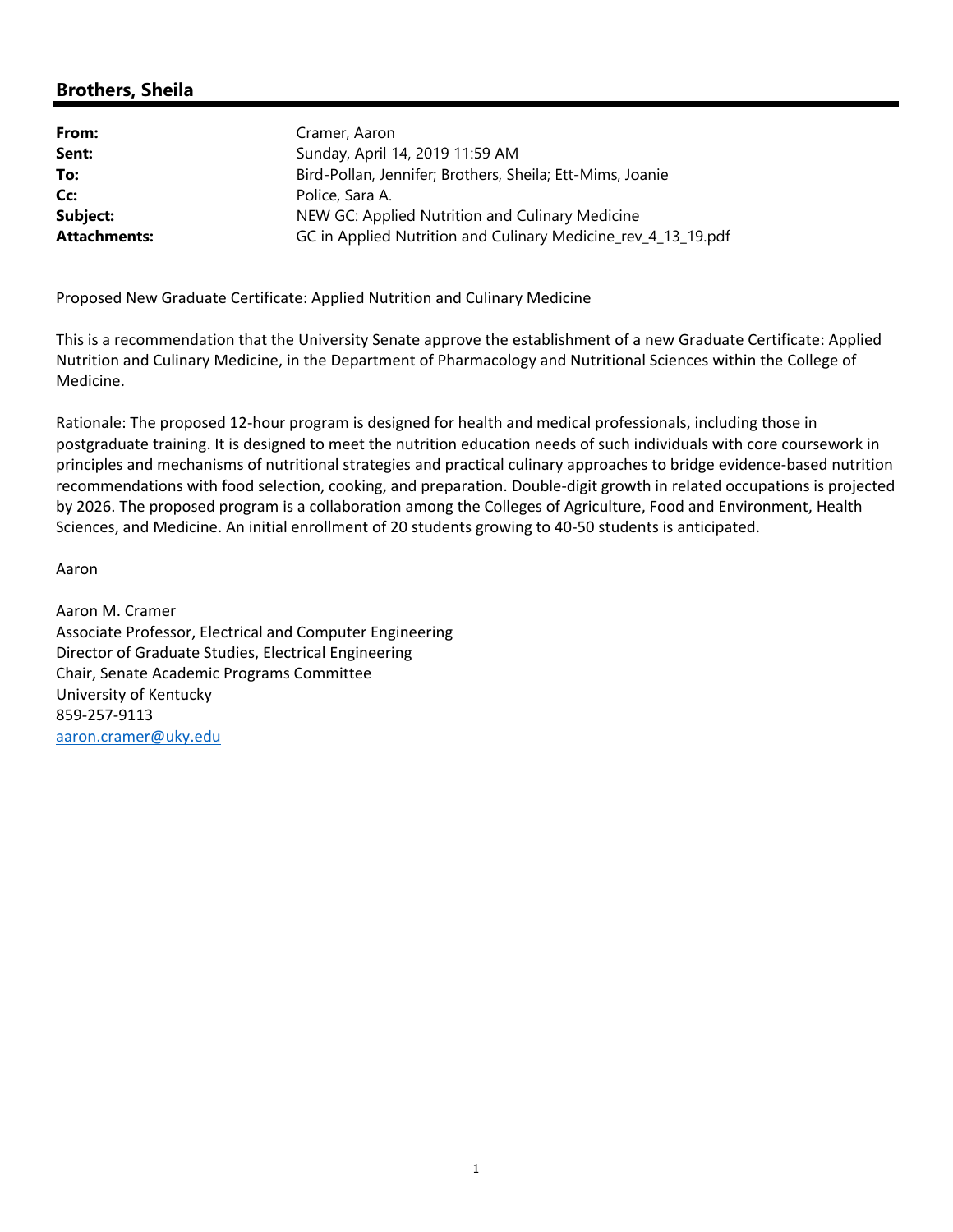## Brothers, Sheila

| | |
|---|---|
| **From:** | Cramer, Aaron |
| **Sent:** | Sunday, April 14, 2019 11:59 AM |
| **To:** | Bird-Pollan, Jennifer; Brothers, Sheila; Ett-Mims, Joanie |
| **Cc:** | Police, Sara A. |
| **Subject:** | NEW GC: Applied Nutrition and Culinary Medicine |
| **Attachments:** | GC in Applied Nutrition and Culinary Medicine_rev_4_13_19.pdf |

Proposed New Graduate Certificate: Applied Nutrition and Culinary Medicine

This is a recommendation that the University Senate approve the establishment of a new Graduate Certificate: Applied Nutrition and Culinary Medicine, in the Department of Pharmacology and Nutritional Sciences within the College of Medicine.

Rationale: The proposed 12-hour program is designed for health and medical professionals, including those in postgraduate training. It is designed to meet the nutrition education needs of such individuals with core coursework in principles and mechanisms of nutritional strategies and practical culinary approaches to bridge evidence-based nutrition recommendations with food selection, cooking, and preparation. Double-digit growth in related occupations is projected by 2026. The proposed program is a collaboration among the Colleges of Agriculture, Food and Environment, Health Sciences, and Medicine. An initial enrollment of 20 students growing to 40-50 students is anticipated.

Aaron

Aaron M. Cramer
Associate Professor, Electrical and Computer Engineering
Director of Graduate Studies, Electrical Engineering
Chair, Senate Academic Programs Committee
University of Kentucky
859-257-9113
aaron.cramer@uky.edu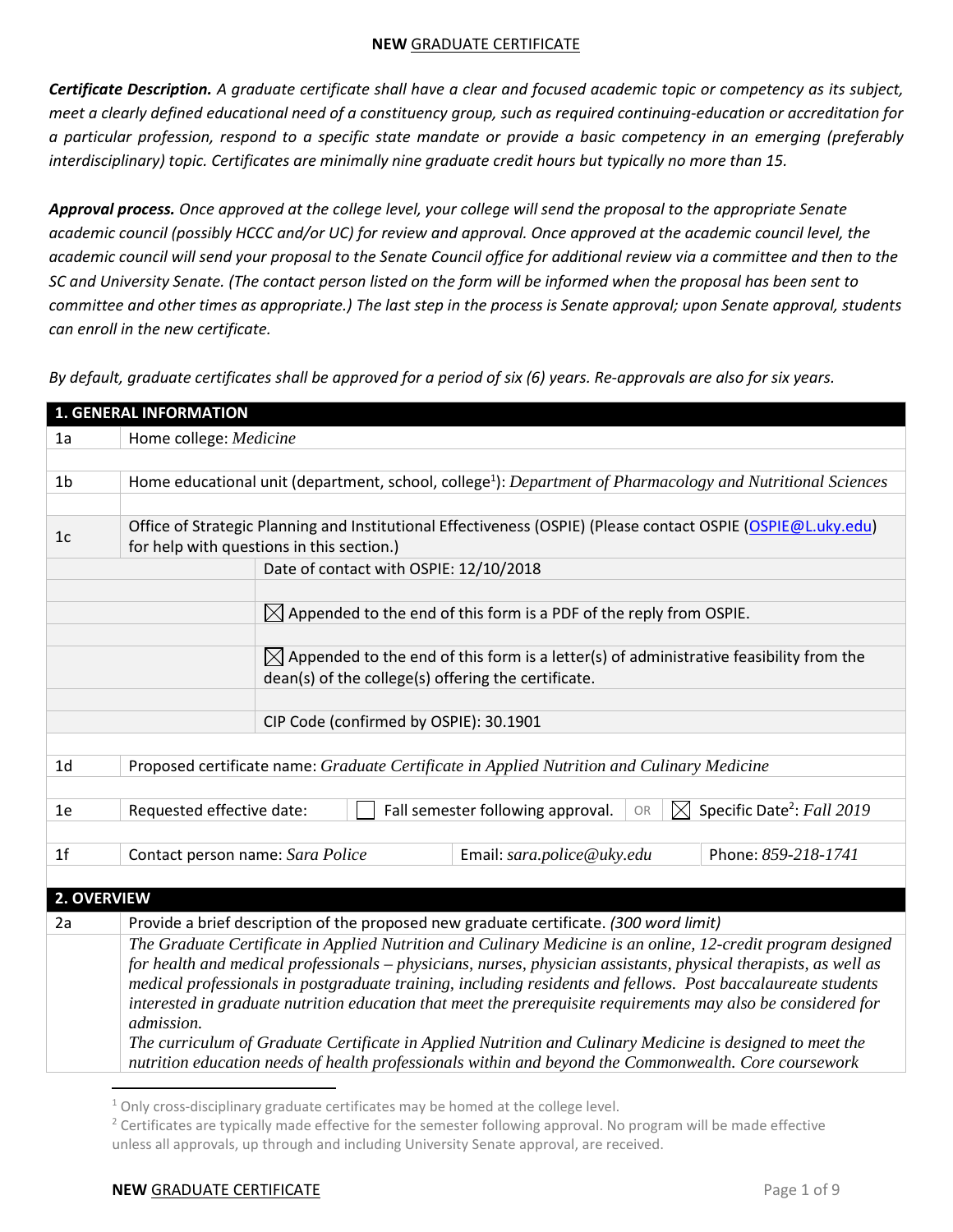**NEW** GRADUATE CERTIFICATE

***Certificate Description.*** *A graduate certificate shall have a clear and focused academic topic or competency as its subject, meet a clearly defined educational need of a constituency group, such as required continuing-education or accreditation for a particular profession, respond to a specific state mandate or provide a basic competency in an emerging (preferably interdisciplinary) topic. Certificates are minimally nine graduate credit hours but typically no more than 15.*

***Approval process.*** *Once approved at the college level, your college will send the proposal to the appropriate Senate academic council (possibly HCCC and/or UC) for review and approval. Once approved at the academic council level, the academic council will send your proposal to the Senate Council office for additional review via a committee and then to the SC and University Senate. (The contact person listed on the form will be informed when the proposal has been sent to committee and other times as appropriate.) The last step in the process is Senate approval; upon Senate approval, students can enroll in the new certificate.*

*By default, graduate certificates shall be approved for a period of six (6) years. Re-approvals are also for six years.*

## 1. GENERAL INFORMATION

| | |
|---|---|
| 1a | Home college: *Medicine* |
| 1b | Home educational unit (department, school, college[1]): *Department of Pharmacology and Nutritional Sciences* |
| 1c | Office of Strategic Planning and Institutional Effectiveness (OSPIE) (Please contact OSPIE (OSPIE@L.uky.edu) for help with questions in this section.) |
| | Date of contact with OSPIE: 12/10/2018 |
| | ☒ Appended to the end of this form is a PDF of the reply from OSPIE. |
| | ☒ Appended to the end of this form is a letter(s) of administrative feasibility from the dean(s) of the college(s) offering the certificate. |
| | CIP Code (confirmed by OSPIE): 30.1901 |
| 1d | Proposed certificate name: *Graduate Certificate in Applied Nutrition and Culinary Medicine* |
| 1e | Requested effective date: ☐ Fall semester following approval. OR ☒ Specific Date[2]: *Fall 2019* |
| 1f | Contact person name: *Sara Police* Email: *sara.police@uky.edu* Phone: *859-218-1741* |

## 2. OVERVIEW

| | |
|---|---|
| 2a | Provide a brief description of the proposed new graduate certificate. *(300 word limit)* |
| | *The Graduate Certificate in Applied Nutrition and Culinary Medicine is an online, 12-credit program designed for health and medical professionals – physicians, nurses, physician assistants, physical therapists, as well as medical professionals in postgraduate training, including residents and fellows. Post baccalaureate students interested in graduate nutrition education that meet the prerequisite requirements may also be considered for admission.* *The curriculum of Graduate Certificate in Applied Nutrition and Culinary Medicine is designed to meet the nutrition education needs of health professionals within and beyond the Commonwealth. Core coursework* |

[1] Only cross-disciplinary graduate certificates may be homed at the college level.

[2] Certificates are typically made effective for the semester following approval. No program will be made effective unless all approvals, up through and including University Senate approval, are received.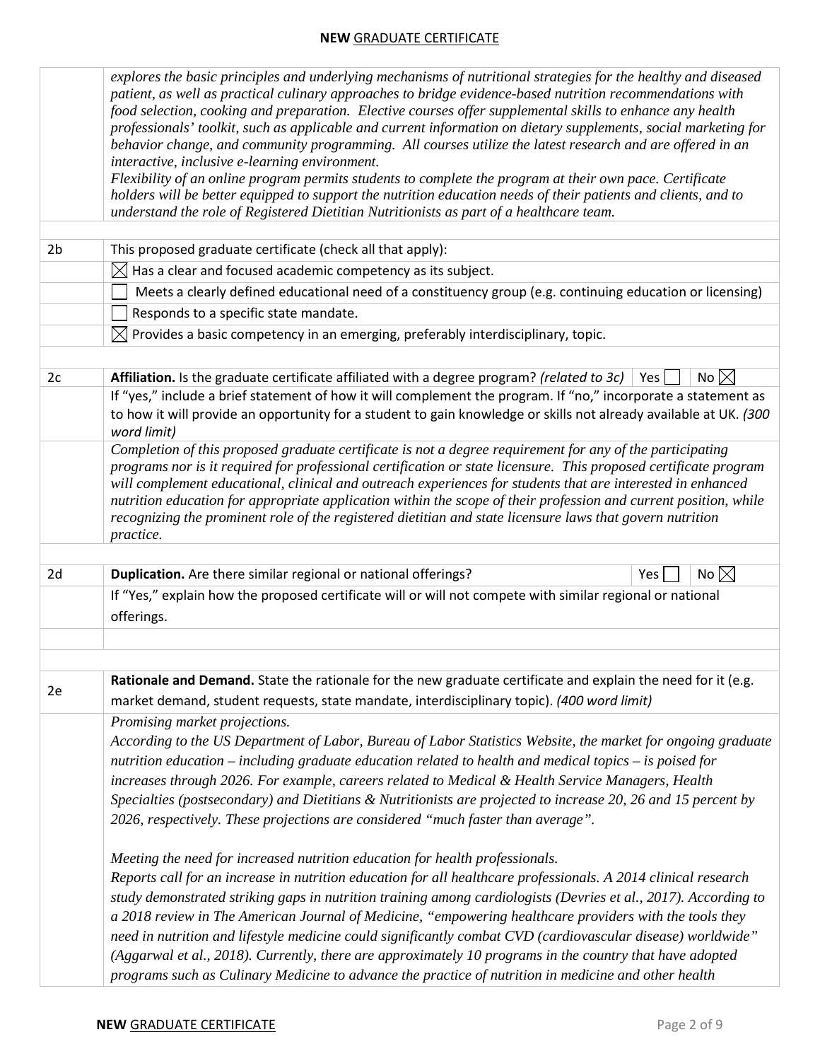| | |
|---|---|
| | *explores the basic principles and underlying mechanisms of nutritional strategies for the healthy and diseased patient, as well as practical culinary approaches to bridge evidence-based nutrition recommendations with food selection, cooking and preparation. Elective courses offer supplemental skills to enhance any health professionals' toolkit, such as applicable and current information on dietary supplements, social marketing for behavior change, and community programming. All courses utilize the latest research and are offered in an interactive, inclusive e-learning environment.* *Flexibility of an online program permits students to complete the program at their own pace. Certificate holders will be better equipped to support the nutrition education needs of their patients and clients, and to understand the role of Registered Dietitian Nutritionists as part of a healthcare team.* |
| | |
| 2b | This proposed graduate certificate (check all that apply): |
| | ☒ Has a clear and focused academic competency as its subject. |
| | ☐ Meets a clearly defined educational need of a constituency group (e.g. continuing education or licensing) |
| | ☐ Responds to a specific state mandate. |
| | ☒ Provides a basic competency in an emerging, preferably interdisciplinary, topic. |
| | |
| 2c | **Affiliation.** Is the graduate certificate affiliated with a degree program? *(related to 3c)* Yes ☐ No ☒ |
| | If "yes," include a brief statement of how it will complement the program. If "no," incorporate a statement as to how it will provide an opportunity for a student to gain knowledge or skills not already available at UK. *(300 word limit)* |
| | *Completion of this proposed graduate certificate is not a degree requirement for any of the participating programs nor is it required for professional certification or state licensure. This proposed certificate program will complement educational, clinical and outreach experiences for students that are interested in enhanced nutrition education for appropriate application within the scope of their profession and current position, while recognizing the prominent role of the registered dietitian and state licensure laws that govern nutrition practice.* |
| | |
| 2d | **Duplication.** Are there similar regional or national offerings? Yes ☐ No ☒ |
| | If "Yes," explain how the proposed certificate will or will not compete with similar regional or national offerings. |
| | |
| | |
| 2e | **Rationale and Demand.** State the rationale for the new graduate certificate and explain the need for it (e.g. market demand, student requests, state mandate, interdisciplinary topic). *(400 word limit)* |
| | *Promising market projections.* *According to the US Department of Labor, Bureau of Labor Statistics Website, the market for ongoing graduate nutrition education – including graduate education related to health and medical topics – is poised for increases through 2026. For example, careers related to Medical & Health Service Managers, Health Specialties (postsecondary) and Dietitians & Nutritionists are projected to increase 20, 26 and 15 percent by 2026, respectively. These projections are considered "much faster than average".* *Meeting the need for increased nutrition education for health professionals.* *Reports call for an increase in nutrition education for all healthcare professionals. A 2014 clinical research study demonstrated striking gaps in nutrition training among cardiologists (Devries et al., 2017). According to a 2018 review in The American Journal of Medicine, "empowering healthcare providers with the tools they need in nutrition and lifestyle medicine could significantly combat CVD (cardiovascular disease) worldwide" (Aggarwal et al., 2018). Currently, there are approximately 10 programs in the country that have adopted programs such as Culinary Medicine to advance the practice of nutrition in medicine and other health* |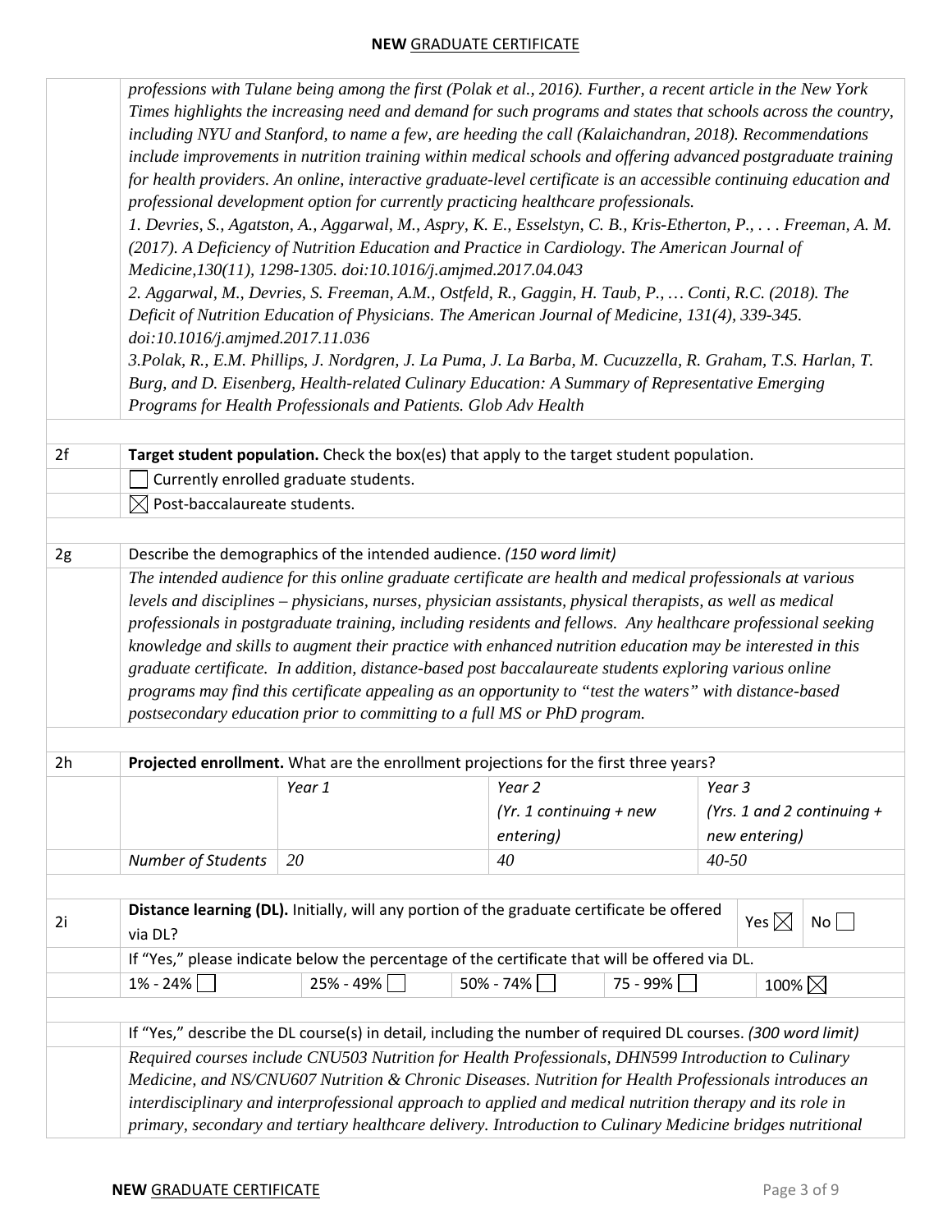*professions with Tulane being among the first (Polak et al., 2016). Further, a recent article in the New York Times highlights the increasing need and demand for such programs and states that schools across the country, including NYU and Stanford, to name a few, are heeding the call (Kalaichandran, 2018). Recommendations include improvements in nutrition training within medical schools and offering advanced postgraduate training for health providers. An online, interactive graduate-level certificate is an accessible continuing education and professional development option for currently practicing healthcare professionals.*

*1. Devries, S., Agatston, A., Aggarwal, M., Aspry, K. E., Esselstyn, C. B., Kris-Etherton, P., . . . Freeman, A. M. (2017). A Deficiency of Nutrition Education and Practice in Cardiology. The American Journal of Medicine,130(11), 1298-1305. doi:10.1016/j.amjmed.2017.04.043*

*2. Aggarwal, M., Devries, S. Freeman, A.M., Ostfeld, R., Gaggin, H. Taub, P., … Conti, R.C. (2018). The Deficit of Nutrition Education of Physicians. The American Journal of Medicine, 131(4), 339-345. doi:10.1016/j.amjmed.2017.11.036*

*3.Polak, R., E.M. Phillips, J. Nordgren, J. La Puma, J. La Barba, M. Cucuzzella, R. Graham, T.S. Harlan, T. Burg, and D. Eisenberg, Health-related Culinary Education: A Summary of Representative Emerging Programs for Health Professionals and Patients. Glob Adv Health*

**2f** **Target student population.** Check the box(es) that apply to the target student population.

- ☐ Currently enrolled graduate students.
- ☒ Post-baccalaureate students.

**2g** Describe the demographics of the intended audience. *(150 word limit)*

*The intended audience for this online graduate certificate are health and medical professionals at various levels and disciplines – physicians, nurses, physician assistants, physical therapists, as well as medical professionals in postgraduate training, including residents and fellows. Any healthcare professional seeking knowledge and skills to augment their practice with enhanced nutrition education may be interested in this graduate certificate. In addition, distance-based post baccalaureate students exploring various online programs may find this certificate appealing as an opportunity to "test the waters" with distance-based postsecondary education prior to committing to a full MS or PhD program.*

**2h** **Projected enrollment.** What are the enrollment projections for the first three years?

| | *Year 1* | *Year 2 (Yr. 1 continuing + new entering)* | *Year 3 (Yrs. 1 and 2 continuing + new entering)* |
|---|---|---|---|
| *Number of Students* | *20* | *40* | *40-50* |

**2i** **Distance learning (DL).** Initially, will any portion of the graduate certificate be offered via DL? Yes ☒ No ☐

If "Yes," please indicate below the percentage of the certificate that will be offered via DL.

| 1% - 24% ☐ | 25% - 49% ☐ | 50% - 74% ☐ | 75 - 99% ☐ | 100% ☒ |
|---|---|---|---|---|

If "Yes," describe the DL course(s) in detail, including the number of required DL courses. *(300 word limit)*

*Required courses include CNU503 Nutrition for Health Professionals, DHN599 Introduction to Culinary Medicine, and NS/CNU607 Nutrition & Chronic Diseases. Nutrition for Health Professionals introduces an interdisciplinary and interprofessional approach to applied and medical nutrition therapy and its role in primary, secondary and tertiary healthcare delivery. Introduction to Culinary Medicine bridges nutritional*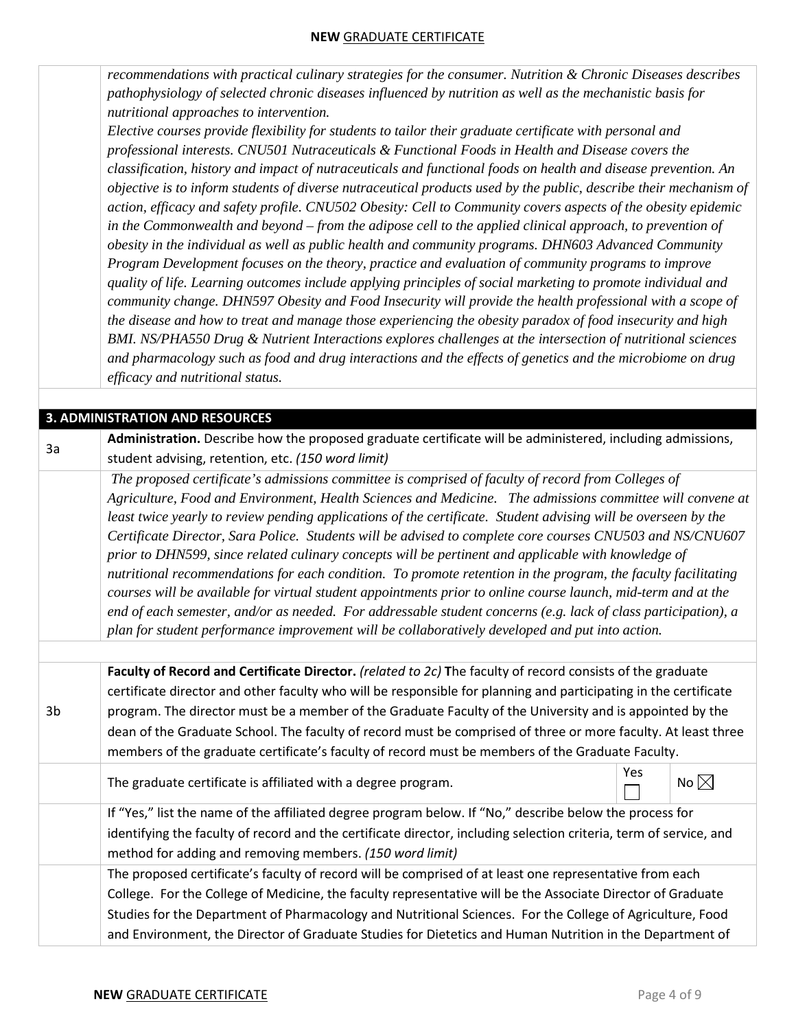*recommendations with practical culinary strategies for the consumer. Nutrition & Chronic Diseases describes pathophysiology of selected chronic diseases influenced by nutrition as well as the mechanistic basis for nutritional approaches to intervention.*

*Elective courses provide flexibility for students to tailor their graduate certificate with personal and professional interests. CNU501 Nutraceuticals & Functional Foods in Health and Disease covers the classification, history and impact of nutraceuticals and functional foods on health and disease prevention. An objective is to inform students of diverse nutraceutical products used by the public, describe their mechanism of action, efficacy and safety profile. CNU502 Obesity: Cell to Community covers aspects of the obesity epidemic in the Commonwealth and beyond – from the adipose cell to the applied clinical approach, to prevention of obesity in the individual as well as public health and community programs. DHN603 Advanced Community Program Development focuses on the theory, practice and evaluation of community programs to improve quality of life. Learning outcomes include applying principles of social marketing to promote individual and community change. DHN597 Obesity and Food Insecurity will provide the health professional with a scope of the disease and how to treat and manage those experiencing the obesity paradox of food insecurity and high BMI. NS/PHA550 Drug & Nutrient Interactions explores challenges at the intersection of nutritional sciences and pharmacology such as food and drug interactions and the effects of genetics and the microbiome on drug efficacy and nutritional status.*

## 3. ADMINISTRATION AND RESOURCES

**3a** **Administration.** Describe how the proposed graduate certificate will be administered, including admissions, student advising, retention, etc. *(150 word limit)*

*The proposed certificate's admissions committee is comprised of faculty of record from Colleges of Agriculture, Food and Environment, Health Sciences and Medicine. The admissions committee will convene at least twice yearly to review pending applications of the certificate. Student advising will be overseen by the Certificate Director, Sara Police. Students will be advised to complete core courses CNU503 and NS/CNU607 prior to DHN599, since related culinary concepts will be pertinent and applicable with knowledge of nutritional recommendations for each condition. To promote retention in the program, the faculty facilitating courses will be available for virtual student appointments prior to online course launch, mid-term and at the end of each semester, and/or as needed. For addressable student concerns (e.g. lack of class participation), a plan for student performance improvement will be collaboratively developed and put into action.*

**3b** **Faculty of Record and Certificate Director.** *(related to 2c)* **T**he faculty of record consists of the graduate certificate director and other faculty who will be responsible for planning and participating in the certificate program. The director must be a member of the Graduate Faculty of the University and is appointed by the dean of the Graduate School. The faculty of record must be comprised of three or more faculty. At least three members of the graduate certificate's faculty of record must be members of the Graduate Faculty.

The graduate certificate is affiliated with a degree program. Yes ☐ No ☒

If "Yes," list the name of the affiliated degree program below. If "No," describe below the process for identifying the faculty of record and the certificate director, including selection criteria, term of service, and method for adding and removing members. *(150 word limit)*

The proposed certificate's faculty of record will be comprised of at least one representative from each College. For the College of Medicine, the faculty representative will be the Associate Director of Graduate Studies for the Department of Pharmacology and Nutritional Sciences. For the College of Agriculture, Food and Environment, the Director of Graduate Studies for Dietetics and Human Nutrition in the Department of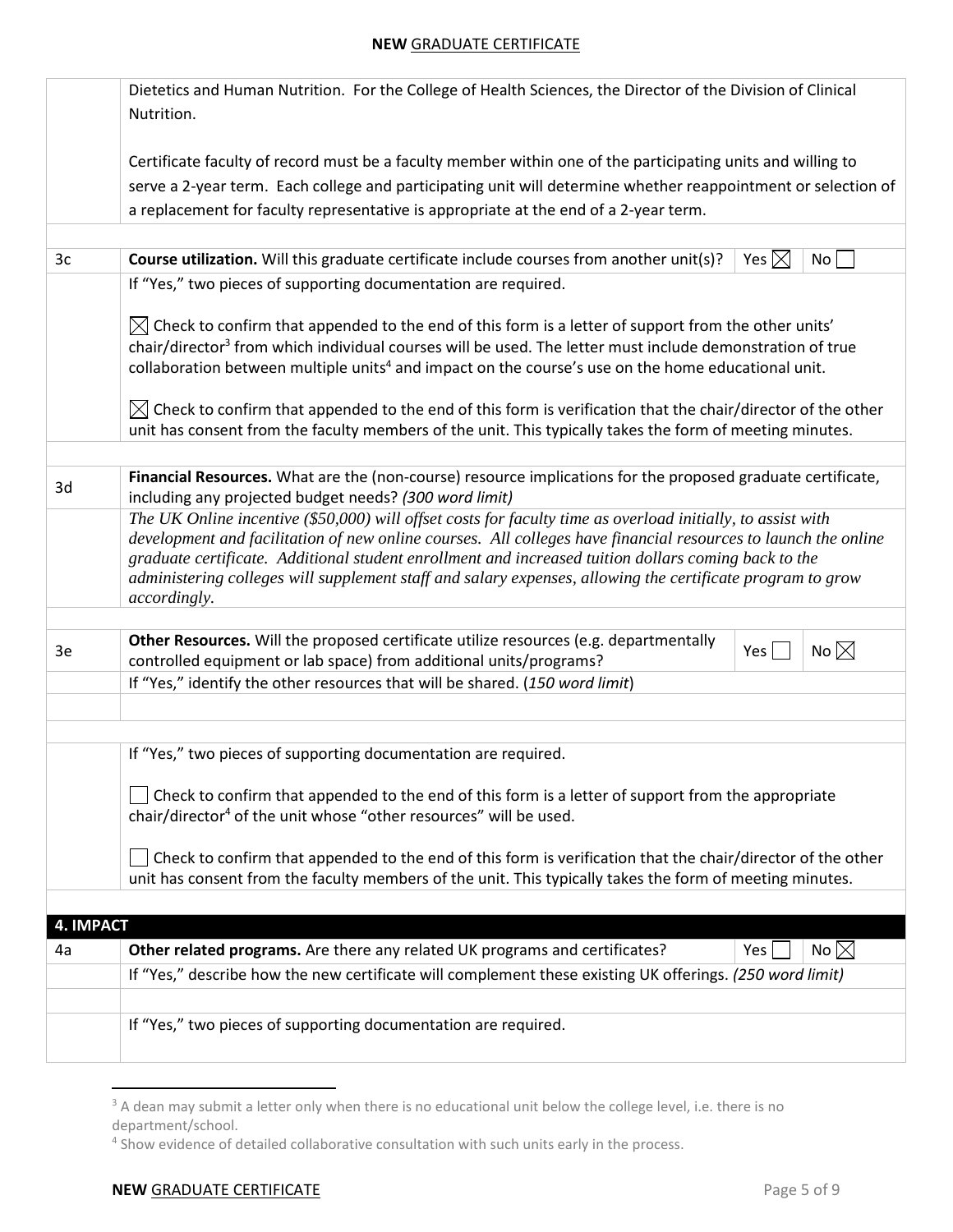| | |
|---|---|
| | Dietetics and Human Nutrition. For the College of Health Sciences, the Director of the Division of Clinical Nutrition.<br><br>Certificate faculty of record must be a faculty member within one of the participating units and willing to serve a 2-year term. Each college and participating unit will determine whether reappointment or selection of a replacement for faculty representative is appropriate at the end of a 2-year term. |
| | |
| 3c | **Course utilization.** Will this graduate certificate include courses from another unit(s)? Yes ☒ No ☐ |
| | If "Yes," two pieces of supporting documentation are required.<br><br>☒ Check to confirm that appended to the end of this form is a letter of support from the other units' chair/director[3] from which individual courses will be used. The letter must include demonstration of true collaboration between multiple units[4] and impact on the course's use on the home educational unit.<br><br>☒ Check to confirm that appended to the end of this form is verification that the chair/director of the other unit has consent from the faculty members of the unit. This typically takes the form of meeting minutes. |
| | |
| 3d | **Financial Resources.** What are the (non-course) resource implications for the proposed graduate certificate, including any projected budget needs? *(300 word limit)* |
| | *The UK Online incentive ($50,000) will offset costs for faculty time as overload initially, to assist with development and facilitation of new online courses. All colleges have financial resources to launch the online graduate certificate. Additional student enrollment and increased tuition dollars coming back to the administering colleges will supplement staff and salary expenses, allowing the certificate program to grow accordingly.* |
| | |
| 3e | **Other Resources.** Will the proposed certificate utilize resources (e.g. departmentally controlled equipment or lab space) from additional units/programs? Yes ☐ No ☒ |
| | If "Yes," identify the other resources that will be shared. (*150 word limit*) |
| | |
| | |
| | If "Yes," two pieces of supporting documentation are required.<br><br>☐ Check to confirm that appended to the end of this form is a letter of support from the appropriate chair/director[4] of the unit whose "other resources" will be used.<br><br>☐ Check to confirm that appended to the end of this form is verification that the chair/director of the other unit has consent from the faculty members of the unit. This typically takes the form of meeting minutes. |
| | |
| **4. IMPACT** | |
| 4a | **Other related programs.** Are there any related UK programs and certificates? Yes ☐ No ☒ |
| | If "Yes," describe how the new certificate will complement these existing UK offerings. *(250 word limit)* |
| | |
| | If "Yes," two pieces of supporting documentation are required. |

[3] A dean may submit a letter only when there is no educational unit below the college level, i.e. there is no department/school.

[4] Show evidence of detailed collaborative consultation with such units early in the process.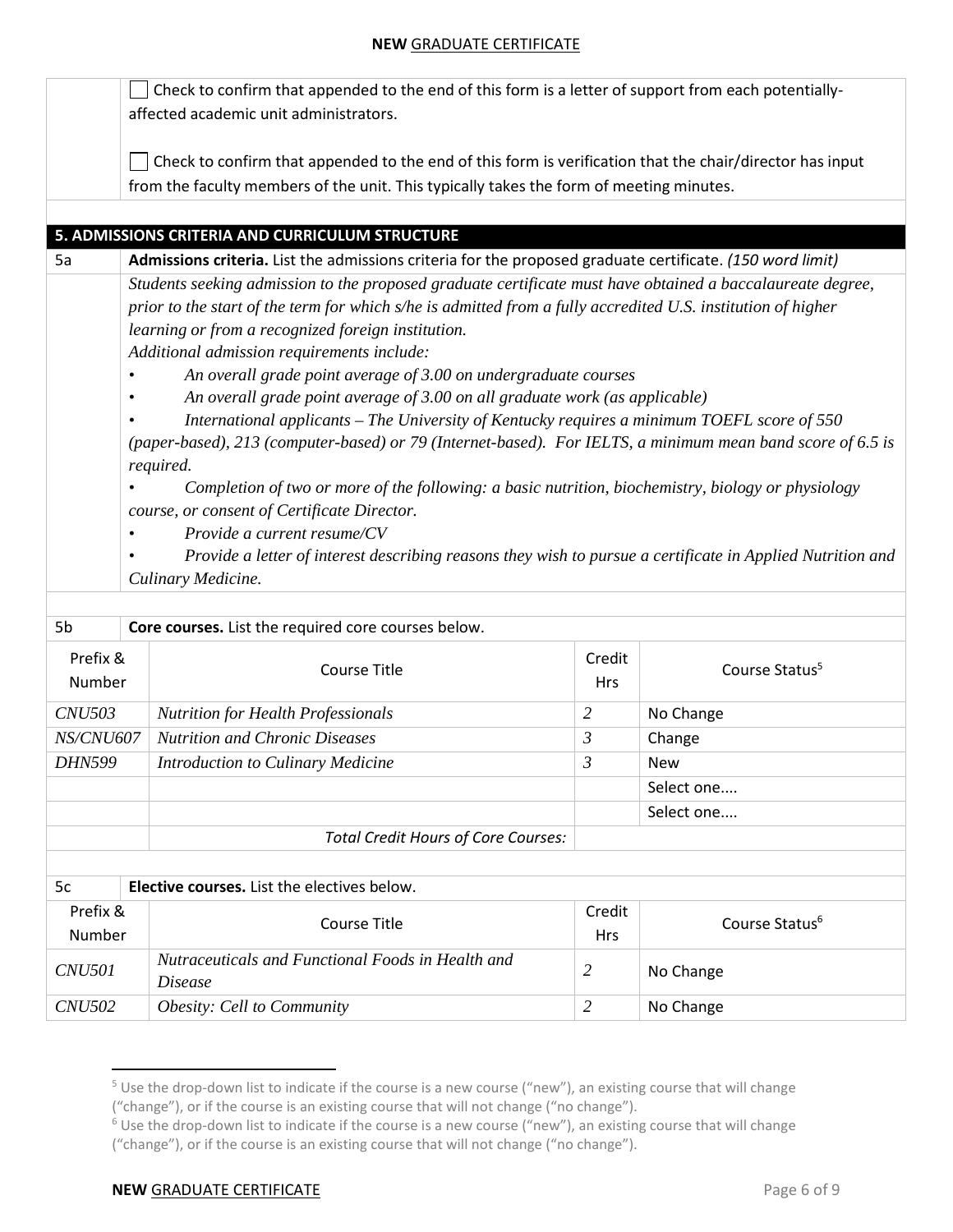☐ Check to confirm that appended to the end of this form is a letter of support from each potentially-affected academic unit administrators.

☐ Check to confirm that appended to the end of this form is verification that the chair/director has input from the faculty members of the unit. This typically takes the form of meeting minutes.

## 5. ADMISSIONS CRITERIA AND CURRICULUM STRUCTURE

**5a** **Admissions criteria.** List the admissions criteria for the proposed graduate certificate. *(150 word limit)*

*Students seeking admission to the proposed graduate certificate must have obtained a baccalaureate degree, prior to the start of the term for which s/he is admitted from a fully accredited U.S. institution of higher learning or from a recognized foreign institution.*

*Additional admission requirements include:*

- *An overall grade point average of 3.00 on undergraduate courses*
- *An overall grade point average of 3.00 on all graduate work (as applicable)*
- *International applicants – The University of Kentucky requires a minimum TOEFL score of 550 (paper-based), 213 (computer-based) or 79 (Internet-based). For IELTS, a minimum mean band score of 6.5 is required.*
- *Completion of two or more of the following: a basic nutrition, biochemistry, biology or physiology course, or consent of Certificate Director.*
- *Provide a current resume/CV*
- *Provide a letter of interest describing reasons they wish to pursue a certificate in Applied Nutrition and Culinary Medicine.*

**5b** **Core courses.** List the required core courses below.

| Prefix & Number | Course Title | Credit Hrs | Course Status[5] |
|---|---|---|---|
| *CNU503* | *Nutrition for Health Professionals* | *2* | No Change |
| *NS/CNU607* | *Nutrition and Chronic Diseases* | *3* | Change |
| *DHN599* | *Introduction to Culinary Medicine* | *3* | New |
| | | | Select one.... |
| | | | Select one.... |
| | *Total Credit Hours of Core Courses:* | | |

**5c** **Elective courses.** List the electives below.

| Prefix & Number | Course Title | Credit Hrs | Course Status[6] |
|---|---|---|---|
| *CNU501* | *Nutraceuticals and Functional Foods in Health and Disease* | *2* | No Change |
| *CNU502* | *Obesity: Cell to Community* | *2* | No Change |

[5] Use the drop-down list to indicate if the course is a new course ("new"), an existing course that will change ("change"), or if the course is an existing course that will not change ("no change").

[6] Use the drop-down list to indicate if the course is a new course ("new"), an existing course that will change ("change"), or if the course is an existing course that will not change ("no change").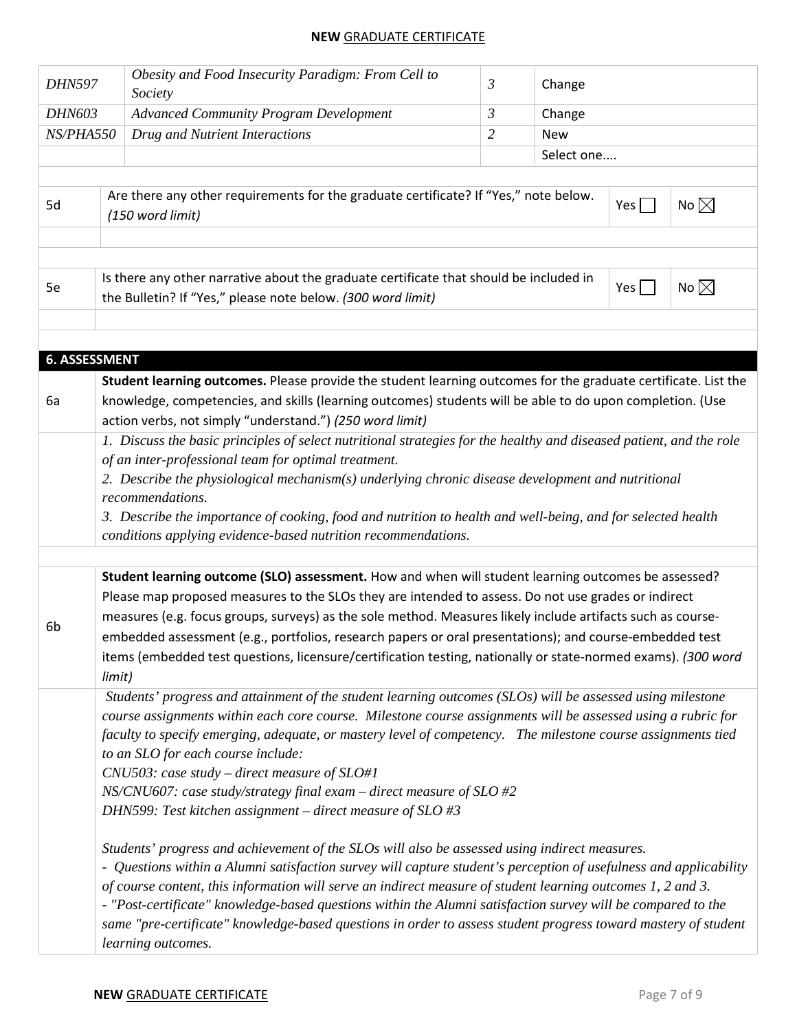| | | | |
|---|---|---|---|
| *DHN597* | *Obesity and Food Insecurity Paradigm: From Cell to Society* | *3* | Change |
| *DHN603* | *Advanced Community Program Development* | *3* | Change |
| *NS/PHA550* | *Drug and Nutrient Interactions* | *2* | New |
| | | | Select one.... |

| | | | |
|---|---|---|---|
| 5d | Are there any other requirements for the graduate certificate? If "Yes," note below. *(150 word limit)* | Yes ☐ | No ☒ |
| | | | |

| | | | |
|---|---|---|---|
| 5e | Is there any other narrative about the graduate certificate that should be included in the Bulletin? If "Yes," please note below. *(300 word limit)* | Yes ☐ | No ☒ |
| | | | |

## 6. ASSESSMENT

| | |
|---|---|
| 6a | **Student learning outcomes.** Please provide the student learning outcomes for the graduate certificate. List the knowledge, competencies, and skills (learning outcomes) students will be able to do upon completion. (Use action verbs, not simply "understand.") *(250 word limit)* |
| | *1. Discuss the basic principles of select nutritional strategies for the healthy and diseased patient, and the role of an inter-professional team for optimal treatment.* <br> *2. Describe the physiological mechanism(s) underlying chronic disease development and nutritional recommendations.* <br> *3. Describe the importance of cooking, food and nutrition to health and well-being, and for selected health conditions applying evidence-based nutrition recommendations.* |

| | |
|---|---|
| 6b | **Student learning outcome (SLO) assessment.** How and when will student learning outcomes be assessed? Please map proposed measures to the SLOs they are intended to assess. Do not use grades or indirect measures (e.g. focus groups, surveys) as the sole method. Measures likely include artifacts such as course-embedded assessment (e.g., portfolios, research papers or oral presentations); and course-embedded test items (embedded test questions, licensure/certification testing, nationally or state-normed exams). *(300 word limit)* |
| | *Students' progress and attainment of the student learning outcomes (SLOs) will be assessed using milestone course assignments within each core course. Milestone course assignments will be assessed using a rubric for faculty to specify emerging, adequate, or mastery level of competency. The milestone course assignments tied to an SLO for each course include:* <br> *CNU503: case study – direct measure of SLO#1* <br> *NS/CNU607: case study/strategy final exam – direct measure of SLO #2* <br> *DHN599: Test kitchen assignment – direct measure of SLO #3* <br><br> *Students' progress and achievement of the SLOs will also be assessed using indirect measures.* <br> *- Questions within a Alumni satisfaction survey will capture student's perception of usefulness and applicability of course content, this information will serve an indirect measure of student learning outcomes 1, 2 and 3.* <br> *- "Post-certificate" knowledge-based questions within the Alumni satisfaction survey will be compared to the same "pre-certificate" knowledge-based questions in order to assess student progress toward mastery of student learning outcomes.* |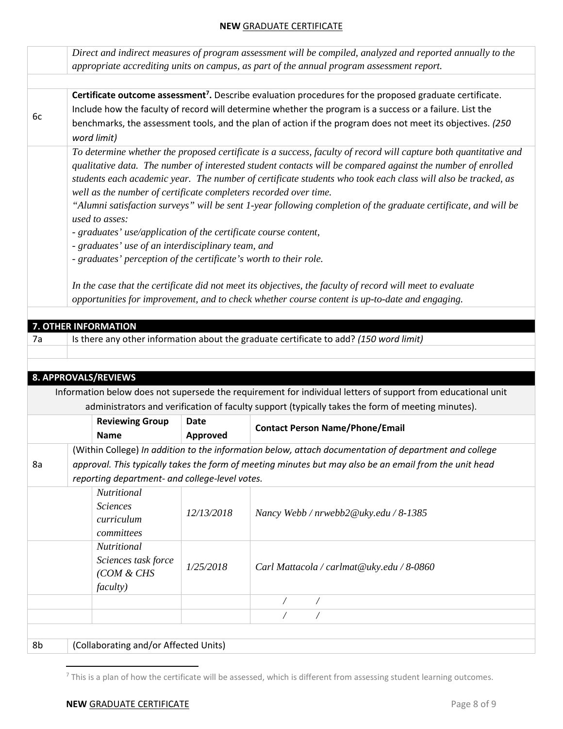*Direct and indirect measures of program assessment will be compiled, analyzed and reported annually to the appropriate accrediting units on campus, as part of the annual program assessment report.*

**6c** **Certificate outcome assessment[7].** Describe evaluation procedures for the proposed graduate certificate. Include how the faculty of record will determine whether the program is a success or a failure. List the benchmarks, the assessment tools, and the plan of action if the program does not meet its objectives. *(250 word limit)*

*To determine whether the proposed certificate is a success, faculty of record will capture both quantitative and qualitative data. The number of interested student contacts will be compared against the number of enrolled students each academic year. The number of certificate students who took each class will also be tracked, as well as the number of certificate completers recorded over time.*

*"Alumni satisfaction surveys" will be sent 1-year following completion of the graduate certificate, and will be used to asses:*

*- graduates' use/application of the certificate course content,*
*- graduates' use of an interdisciplinary team, and*
*- graduates' perception of the certificate's worth to their role.*

*In the case that the certificate did not meet its objectives, the faculty of record will meet to evaluate opportunities for improvement, and to check whether course content is up-to-date and engaging.*

## 7. OTHER INFORMATION

**7a** Is there any other information about the graduate certificate to add? *(150 word limit)*

## 8. APPROVALS/REVIEWS

Information below does not supersede the requirement for individual letters of support from educational unit administrators and verification of faculty support (typically takes the form of meeting minutes).

| | Reviewing Group Name | Date Approved | Contact Person Name/Phone/Email |
|---|---|---|---|
| 8a | (Within College) *In addition to the information below, attach documentation of department and college approval. This typically takes the form of meeting minutes but may also be an email from the unit head reporting department- and college-level votes.* | | |
| | *Nutritional Sciences curriculum committees* | *12/13/2018* | *Nancy Webb / nrwebb2@uky.edu / 8-1385* |
| | *Nutritional Sciences task force (COM & CHS faculty)* | *1/25/2018* | *Carl Mattacola / carlmat@uky.edu / 8-0860* |
| | | | / / |
| | | | / / |
| 8b | (Collaborating and/or Affected Units) | | |

[7] This is a plan of how the certificate will be assessed, which is different from assessing student learning outcomes.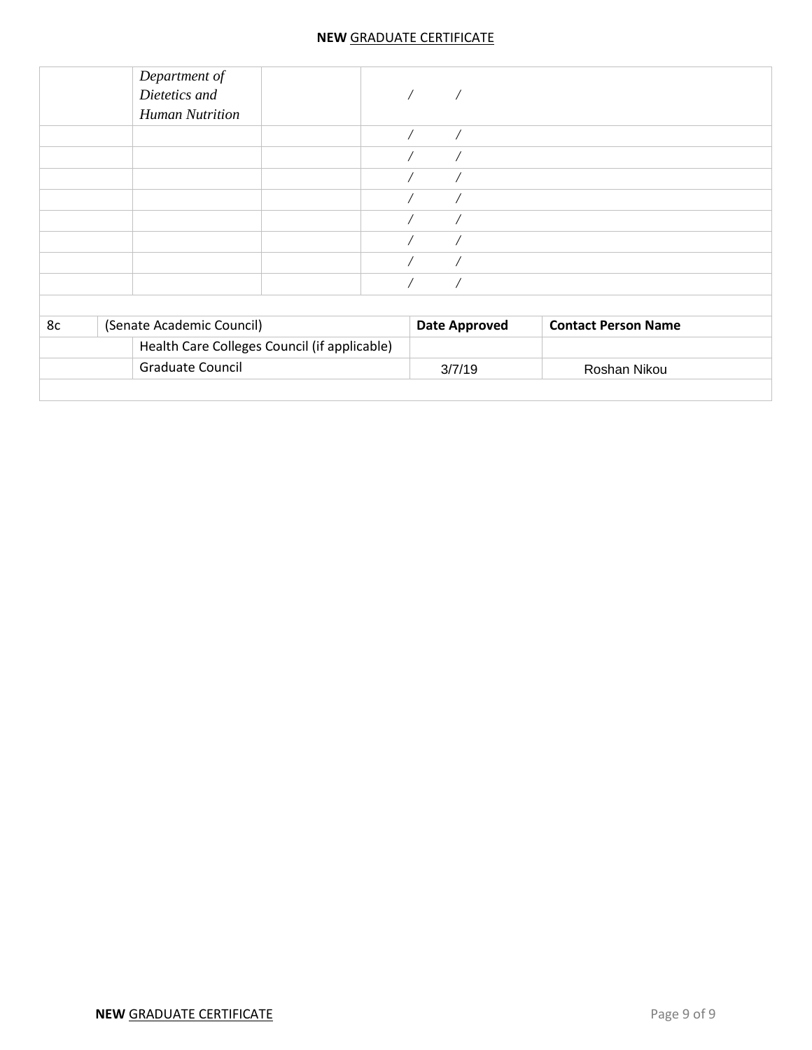| | Department of Dietetics and Human Nutrition | | / / |
|---|---|---|---|
| | | | / / |
| | | | / / |
| | | | / / |
| | | | / / |
| | | | / / |
| | | | / / |
| | | | / / |
| | | | / / |

| 8c | (Senate Academic Council) | Date Approved | Contact Person Name |
|---|---|---|---|
| | Health Care Colleges Council (if applicable) | | |
| | Graduate Council | 3/7/19 | Roshan Nikou |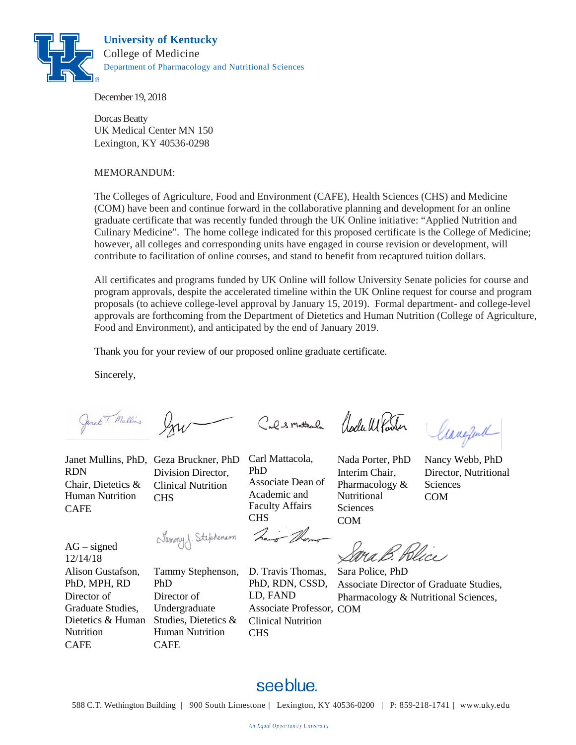**University of Kentucky**
College of Medicine
Department of Pharmacology and Nutritional Sciences

December 19, 2018

Dorcas Beatty
UK Medical Center MN 150
Lexington, KY 40536-0298

MEMORANDUM:

The Colleges of Agriculture, Food and Environment (CAFE), Health Sciences (CHS) and Medicine (COM) have been and continue forward in the collaborative planning and development for an online graduate certificate that was recently funded through the UK Online initiative: "Applied Nutrition and Culinary Medicine". The home college indicated for this proposed certificate is the College of Medicine; however, all colleges and corresponding units have engaged in course revision or development, will contribute to facilitation of online courses, and stand to benefit from recaptured tuition dollars.

All certificates and programs funded by UK Online will follow University Senate policies for course and program approvals, despite the accelerated timeline within the UK Online request for course and program proposals (to achieve college-level approval by January 15, 2019). Formal department- and college-level approvals are forthcoming from the Department of Dietetics and Human Nutrition (College of Agriculture, Food and Environment), and anticipated by the end of January 2019.

Thank you for your review of our proposed online graduate certificate.

Sincerely,

| Janet Mullins, PhD, RDN<br>Chair, Dietetics & Human Nutrition<br>CAFE | Geza Bruckner, PhD<br>Division Director, Clinical Nutrition<br>CHS | Carl Mattacola, PhD<br>Associate Dean of Academic and Faculty Affairs<br>CHS | Nada Porter, PhD<br>Interim Chair, Pharmacology & Nutritional Sciences<br>COM | Nancy Webb, PhD<br>Director, Nutritional Sciences<br>COM |
|---|---|---|---|---|
| AG – signed 12/14/18<br>Alison Gustafson, PhD, MPH, RD<br>Director of Graduate Studies, Dietetics & Human Nutrition<br>CAFE | Tammy Stephenson, PhD<br>Director of Undergraduate Studies, Dietetics & Human Nutrition<br>CAFE | D. Travis Thomas, PhD, RDN, CSSD, LD, FAND<br>Associate Professor, Clinical Nutrition<br>CHS | Sara Police, PhD<br>Associate Director of Graduate Studies, Pharmacology & Nutritional Sciences, COM | |

see blue.

588 C.T. Wethington Building | 900 South Limestone | Lexington, KY 40536-0200 | P: 859-218-1741 | www.uky.edu

An Equal Opportunity University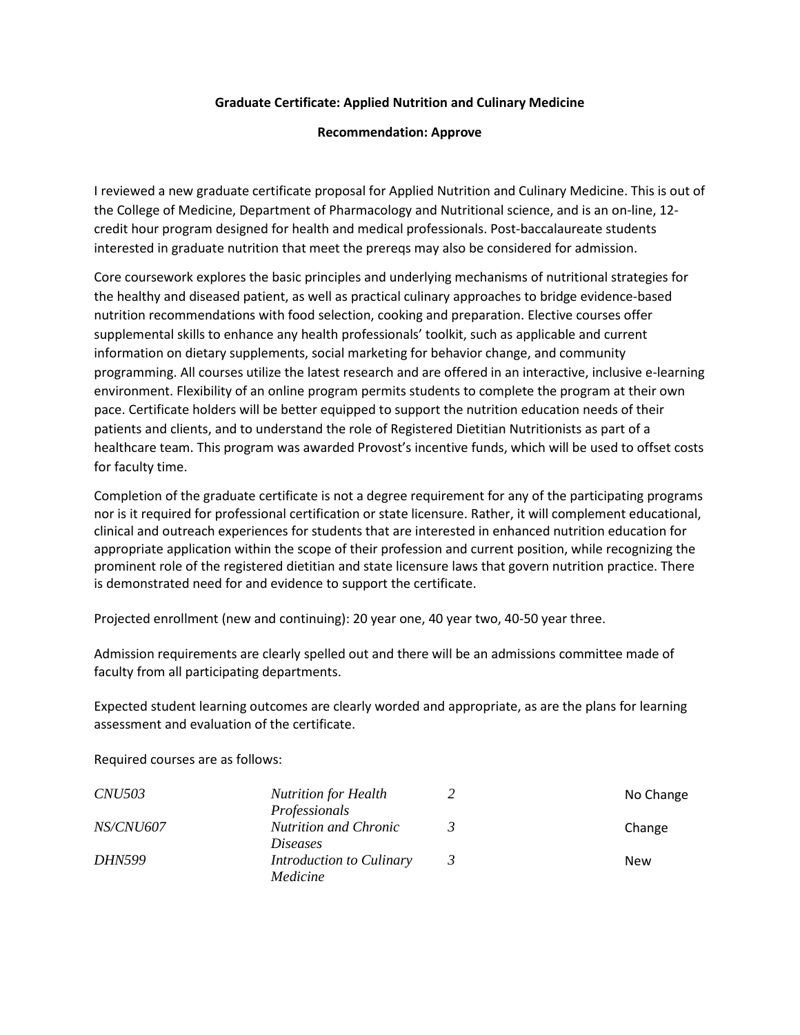**Graduate Certificate: Applied Nutrition and Culinary Medicine**

**Recommendation: Approve**

I reviewed a new graduate certificate proposal for Applied Nutrition and Culinary Medicine. This is out of the College of Medicine, Department of Pharmacology and Nutritional science, and is an on-line, 12-credit hour program designed for health and medical professionals. Post-baccalaureate students interested in graduate nutrition that meet the prereqs may also be considered for admission.

Core coursework explores the basic principles and underlying mechanisms of nutritional strategies for the healthy and diseased patient, as well as practical culinary approaches to bridge evidence-based nutrition recommendations with food selection, cooking and preparation. Elective courses offer supplemental skills to enhance any health professionals' toolkit, such as applicable and current information on dietary supplements, social marketing for behavior change, and community programming. All courses utilize the latest research and are offered in an interactive, inclusive e-learning environment. Flexibility of an online program permits students to complete the program at their own pace. Certificate holders will be better equipped to support the nutrition education needs of their patients and clients, and to understand the role of Registered Dietitian Nutritionists as part of a healthcare team. This program was awarded Provost's incentive funds, which will be used to offset costs for faculty time.

Completion of the graduate certificate is not a degree requirement for any of the participating programs nor is it required for professional certification or state licensure. Rather, it will complement educational, clinical and outreach experiences for students that are interested in enhanced nutrition education for appropriate application within the scope of their profession and current position, while recognizing the prominent role of the registered dietitian and state licensure laws that govern nutrition practice. There is demonstrated need for and evidence to support the certificate.

Projected enrollment (new and continuing): 20 year one, 40 year two, 40-50 year three.

Admission requirements are clearly spelled out and there will be an admissions committee made of faculty from all participating departments.

Expected student learning outcomes are clearly worded and appropriate, as are the plans for learning assessment and evaluation of the certificate.

Required courses are as follows:

| | | | |
|---|---|---|---|
| *CNU503* | *Nutrition for Health Professionals* | *2* | No Change |
| *NS/CNU607* | *Nutrition and Chronic Diseases* | *3* | Change |
| *DHN599* | *Introduction to Culinary Medicine* | *3* | New |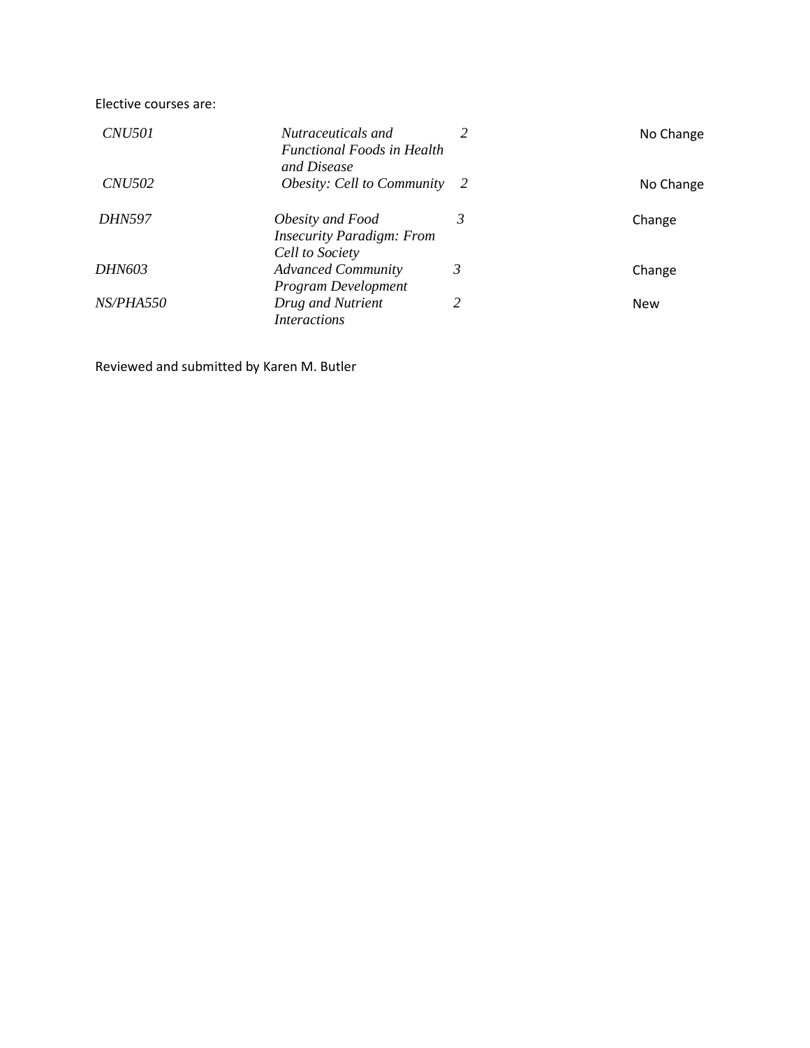Elective courses are:

| | | | |
|---|---|---|---|
| *CNU501* | *Nutraceuticals and Functional Foods in Health and Disease* | *2* | No Change |
| *CNU502* | *Obesity: Cell to Community* | *2* | No Change |
| *DHN597* | *Obesity and Food Insecurity Paradigm: From Cell to Society* | *3* | Change |
| *DHN603* | *Advanced Community Program Development* | *3* | Change |
| *NS/PHA550* | *Drug and Nutrient Interactions* | *2* | New |

Reviewed and submitted by Karen M. Butler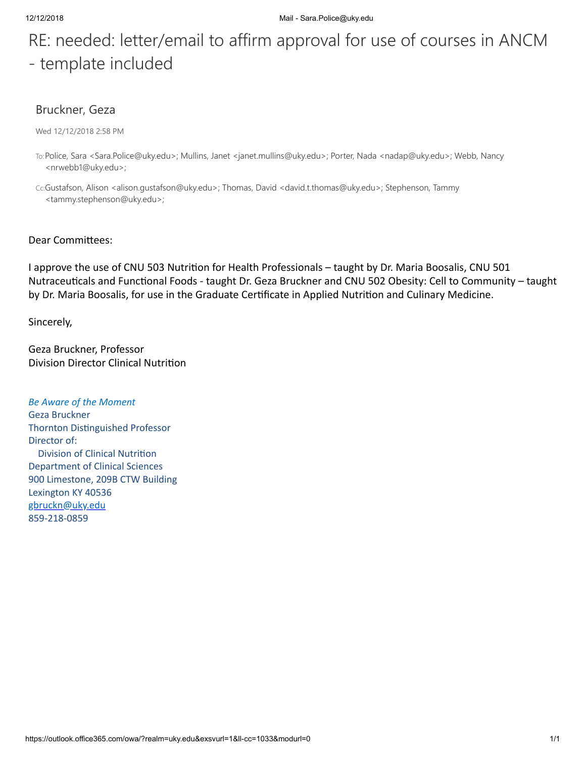# RE: needed: letter/email to affirm approval for use of courses in ANCM - template included

Bruckner, Geza

Wed 12/12/2018 2:58 PM

To: Police, Sara <Sara.Police@uky.edu>; Mullins, Janet <janet.mullins@uky.edu>; Porter, Nada <nadap@uky.edu>; Webb, Nancy <nrwebb1@uky.edu>;

Cc: Gustafson, Alison <alison.gustafson@uky.edu>; Thomas, David <david.t.thomas@uky.edu>; Stephenson, Tammy <tammy.stephenson@uky.edu>;

Dear Committees:

I approve the use of CNU 503 Nutrition for Health Professionals – taught by Dr. Maria Boosalis, CNU 501 Nutraceuticals and Functional Foods - taught Dr. Geza Bruckner and CNU 502 Obesity: Cell to Community – taught by Dr. Maria Boosalis, for use in the Graduate Certificate in Applied Nutrition and Culinary Medicine.

Sincerely,

Geza Bruckner, Professor
Division Director Clinical Nutrition

*Be Aware of the Moment*
Geza Bruckner
Thornton Distinguished Professor
Director of:
Division of Clinical Nutrition
Department of Clinical Sciences
900 Limestone, 209B CTW Building
Lexington KY 40536
gbruckn@uky.edu
859-218-0859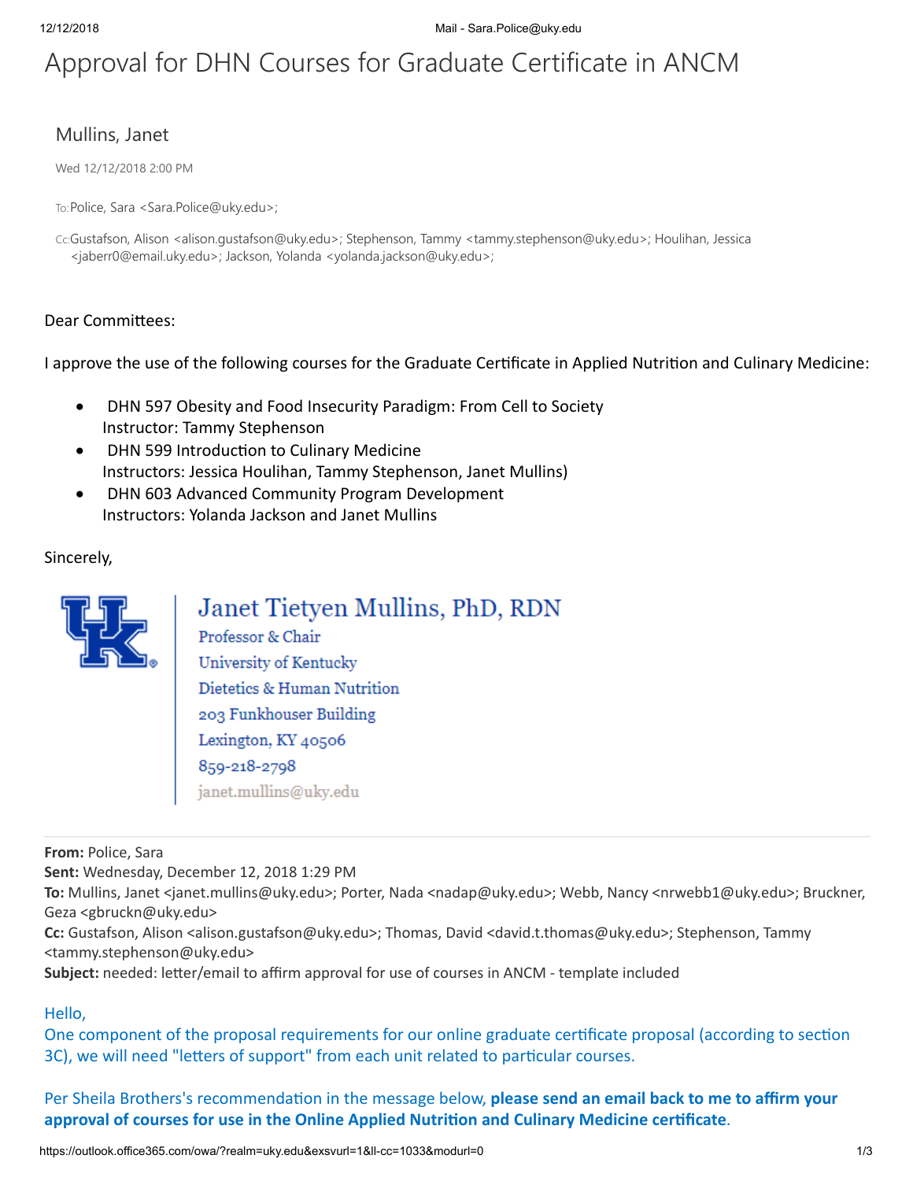# Approval for DHN Courses for Graduate Certificate in ANCM

Mullins, Janet

Wed 12/12/2018 2:00 PM

To: Police, Sara <Sara.Police@uky.edu>;

Cc: Gustafson, Alison <alison.gustafson@uky.edu>; Stephenson, Tammy <tammy.stephenson@uky.edu>; Houlihan, Jessica <jaberr0@email.uky.edu>; Jackson, Yolanda <yolanda.jackson@uky.edu>;

Dear Committees:

I approve the use of the following courses for the Graduate Certificate in Applied Nutrition and Culinary Medicine:

- DHN 597 Obesity and Food Insecurity Paradigm: From Cell to Society
  Instructor: Tammy Stephenson
- DHN 599 Introduction to Culinary Medicine
  Instructors: Jessica Houlihan, Tammy Stephenson, Janet Mullins)
- DHN 603 Advanced Community Program Development
  Instructors: Yolanda Jackson and Janet Mullins

Sincerely,

Janet Tietyen Mullins, PhD, RDN
Professor & Chair
University of Kentucky
Dietetics & Human Nutrition
203 Funkhouser Building
Lexington, KY 40506
859-218-2798
janet.mullins@uky.edu

---

**From:** Police, Sara
**Sent:** Wednesday, December 12, 2018 1:29 PM
**To:** Mullins, Janet <janet.mullins@uky.edu>; Porter, Nada <nadap@uky.edu>; Webb, Nancy <nrwebb1@uky.edu>; Bruckner, Geza <gbruckn@uky.edu>
**Cc:** Gustafson, Alison <alison.gustafson@uky.edu>; Thomas, David <david.t.thomas@uky.edu>; Stephenson, Tammy <tammy.stephenson@uky.edu>
**Subject:** needed: letter/email to affirm approval for use of courses in ANCM - template included

Hello,
One component of the proposal requirements for our online graduate certificate proposal (according to section 3C), we will need "letters of support" from each unit related to particular courses.

Per Sheila Brothers's recommendation in the message below, **please send an email back to me to affirm your approval of courses for use in the Online Applied Nutrition and Culinary Medicine certificate**.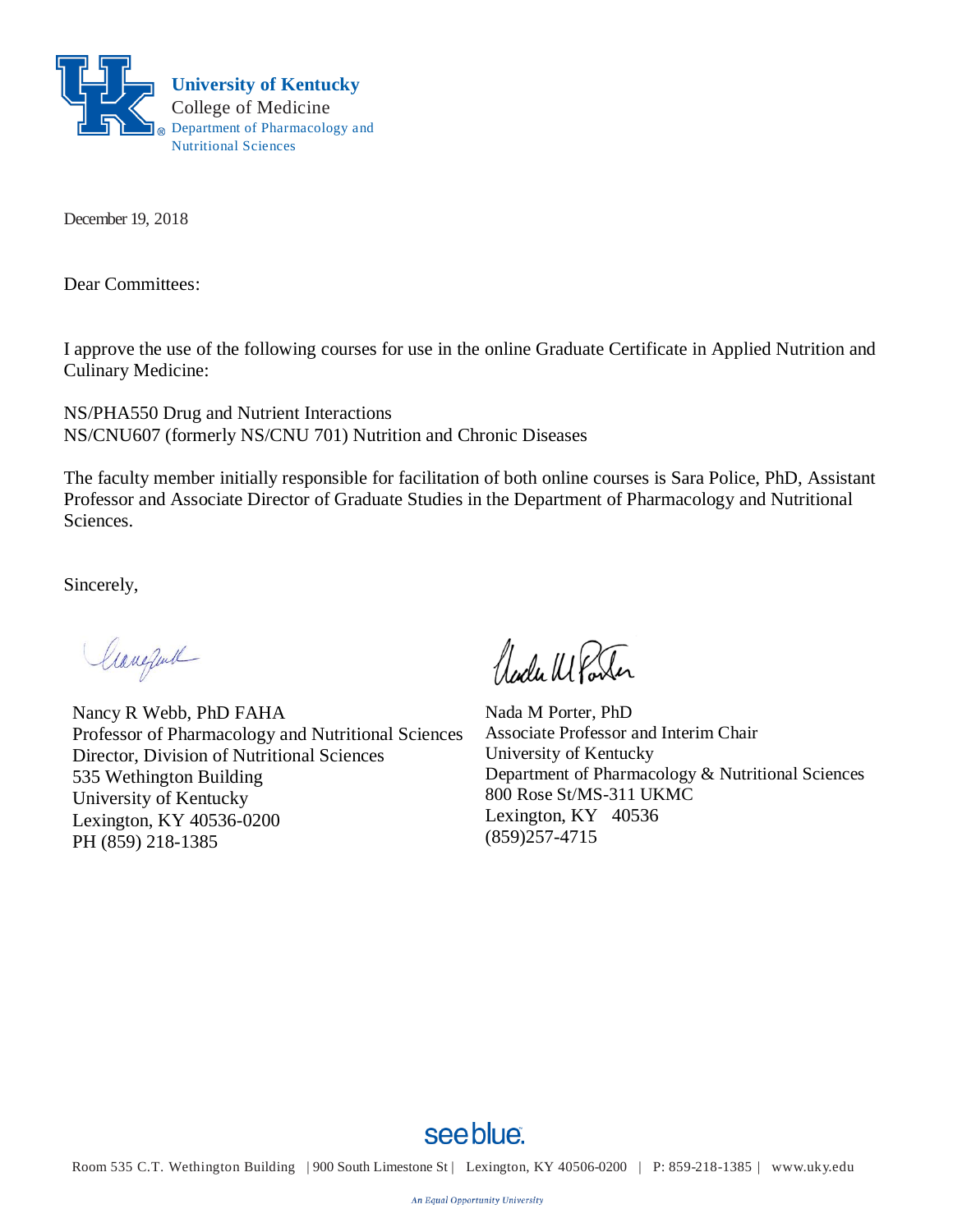**University of Kentucky**
College of Medicine
Department of Pharmacology and Nutritional Sciences

December 19, 2018

Dear Committees:

I approve the use of the following courses for use in the online Graduate Certificate in Applied Nutrition and Culinary Medicine:

NS/PHA550 Drug and Nutrient Interactions
NS/CNU607 (formerly NS/CNU 701) Nutrition and Chronic Diseases

The faculty member initially responsible for facilitation of both online courses is Sara Police, PhD, Assistant Professor and Associate Director of Graduate Studies in the Department of Pharmacology and Nutritional Sciences.

Sincerely,

Nancy R Webb, PhD FAHA
Professor of Pharmacology and Nutritional Sciences
Director, Division of Nutritional Sciences
535 Wethington Building
University of Kentucky
Lexington, KY 40536-0200
PH (859) 218-1385

Nada M Porter, PhD
Associate Professor and Interim Chair
University of Kentucky
Department of Pharmacology & Nutritional Sciences
800 Rose St/MS-311 UKMC
Lexington, KY 40536
(859)257-4715

see blue.

Room 535 C.T. Wethington Building | 900 South Limestone St | Lexington, KY 40506-0200 | P: 859-218-1385 | www.uky.edu

*An Equal Opportunity University*